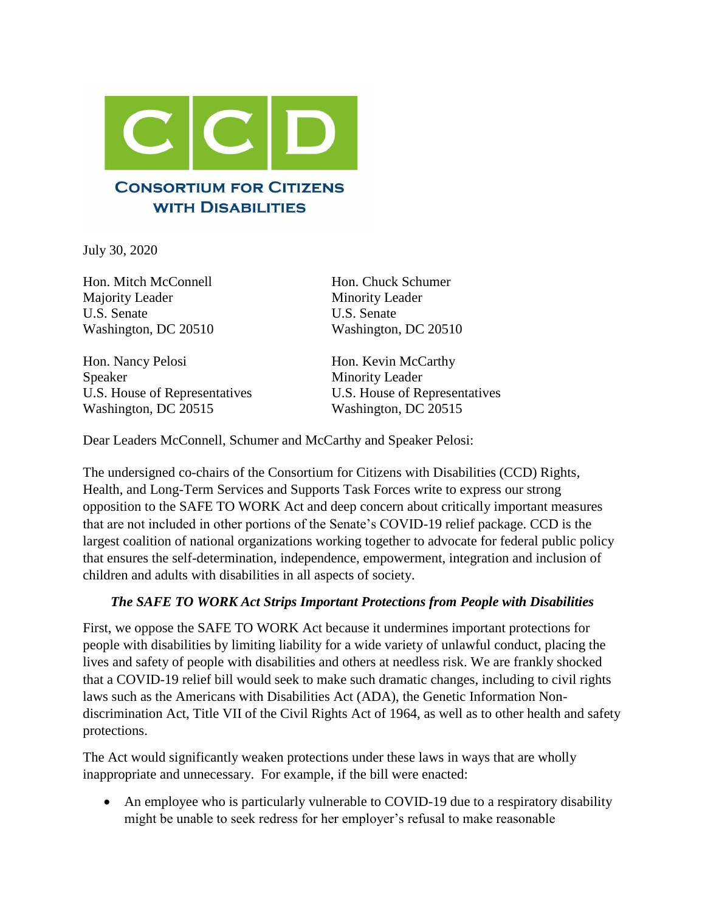# CCD

**CONSORTIUM FOR CITIZENS WITH DISABILITIES**

July 30, 2020

Hon. Mitch McConnell
Majority Leader
U.S. Senate
Washington, DC 20510

Hon. Chuck Schumer
Minority Leader
U.S. Senate
Washington, DC 20510

Hon. Nancy Pelosi
Speaker
U.S. House of Representatives
Washington, DC 20515

Hon. Kevin McCarthy
Minority Leader
U.S. House of Representatives
Washington, DC 20515

Dear Leaders McConnell, Schumer and McCarthy and Speaker Pelosi:

The undersigned co-chairs of the Consortium for Citizens with Disabilities (CCD) Rights, Health, and Long-Term Services and Supports Task Forces write to express our strong opposition to the SAFE TO WORK Act and deep concern about critically important measures that are not included in other portions of the Senate's COVID-19 relief package. CCD is the largest coalition of national organizations working together to advocate for federal public policy that ensures the self-determination, independence, empowerment, integration and inclusion of children and adults with disabilities in all aspects of society.

***The SAFE TO WORK Act Strips Important Protections from People with Disabilities***

First, we oppose the SAFE TO WORK Act because it undermines important protections for people with disabilities by limiting liability for a wide variety of unlawful conduct, placing the lives and safety of people with disabilities and others at needless risk. We are frankly shocked that a COVID-19 relief bill would seek to make such dramatic changes, including to civil rights laws such as the Americans with Disabilities Act (ADA), the Genetic Information Non-discrimination Act, Title VII of the Civil Rights Act of 1964, as well as to other health and safety protections.

The Act would significantly weaken protections under these laws in ways that are wholly inappropriate and unnecessary. For example, if the bill were enacted:

- An employee who is particularly vulnerable to COVID-19 due to a respiratory disability might be unable to seek redress for her employer's refusal to make reasonable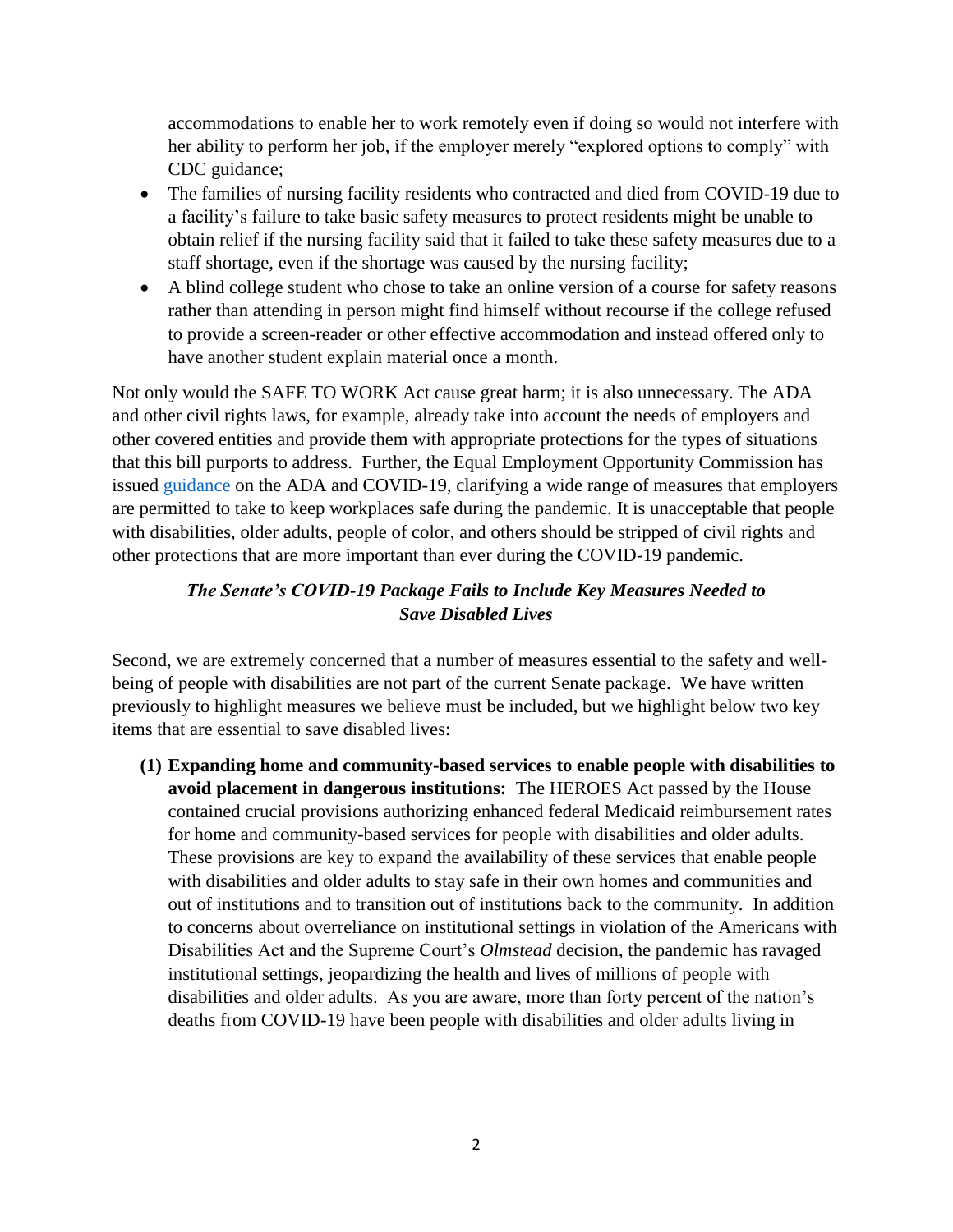accommodations to enable her to work remotely even if doing so would not interfere with her ability to perform her job, if the employer merely "explored options to comply" with CDC guidance;

- The families of nursing facility residents who contracted and died from COVID-19 due to a facility's failure to take basic safety measures to protect residents might be unable to obtain relief if the nursing facility said that it failed to take these safety measures due to a staff shortage, even if the shortage was caused by the nursing facility;
- A blind college student who chose to take an online version of a course for safety reasons rather than attending in person might find himself without recourse if the college refused to provide a screen-reader or other effective accommodation and instead offered only to have another student explain material once a month.

Not only would the SAFE TO WORK Act cause great harm; it is also unnecessary. The ADA and other civil rights laws, for example, already take into account the needs of employers and other covered entities and provide them with appropriate protections for the types of situations that this bill purports to address. Further, the Equal Employment Opportunity Commission has issued guidance on the ADA and COVID-19, clarifying a wide range of measures that employers are permitted to take to keep workplaces safe during the pandemic. It is unacceptable that people with disabilities, older adults, people of color, and others should be stripped of civil rights and other protections that are more important than ever during the COVID-19 pandemic.

### *The Senate's COVID-19 Package Fails to Include Key Measures Needed to Save Disabled Lives*

Second, we are extremely concerned that a number of measures essential to the safety and well-being of people with disabilities are not part of the current Senate package. We have written previously to highlight measures we believe must be included, but we highlight below two key items that are essential to save disabled lives:

**(1) Expanding home and community-based services to enable people with disabilities to avoid placement in dangerous institutions:** The HEROES Act passed by the House contained crucial provisions authorizing enhanced federal Medicaid reimbursement rates for home and community-based services for people with disabilities and older adults. These provisions are key to expand the availability of these services that enable people with disabilities and older adults to stay safe in their own homes and communities and out of institutions and to transition out of institutions back to the community. In addition to concerns about overreliance on institutional settings in violation of the Americans with Disabilities Act and the Supreme Court's *Olmstead* decision, the pandemic has ravaged institutional settings, jeopardizing the health and lives of millions of people with disabilities and older adults. As you are aware, more than forty percent of the nation's deaths from COVID-19 have been people with disabilities and older adults living in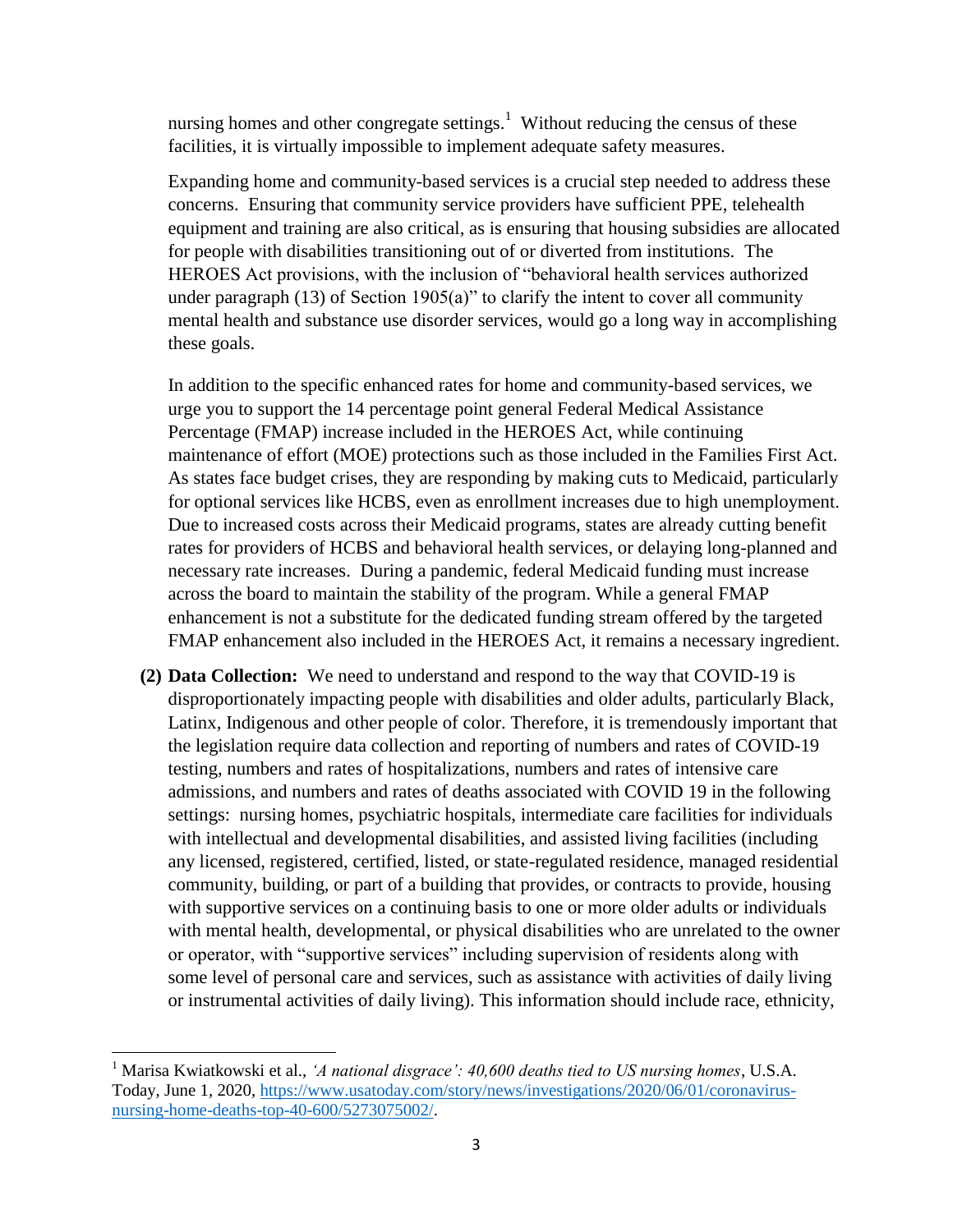nursing homes and other congregate settings.[1] Without reducing the census of these facilities, it is virtually impossible to implement adequate safety measures.

Expanding home and community-based services is a crucial step needed to address these concerns. Ensuring that community service providers have sufficient PPE, telehealth equipment and training are also critical, as is ensuring that housing subsidies are allocated for people with disabilities transitioning out of or diverted from institutions. The HEROES Act provisions, with the inclusion of "behavioral health services authorized under paragraph (13) of Section 1905(a)" to clarify the intent to cover all community mental health and substance use disorder services, would go a long way in accomplishing these goals.

In addition to the specific enhanced rates for home and community-based services, we urge you to support the 14 percentage point general Federal Medical Assistance Percentage (FMAP) increase included in the HEROES Act, while continuing maintenance of effort (MOE) protections such as those included in the Families First Act. As states face budget crises, they are responding by making cuts to Medicaid, particularly for optional services like HCBS, even as enrollment increases due to high unemployment. Due to increased costs across their Medicaid programs, states are already cutting benefit rates for providers of HCBS and behavioral health services, or delaying long-planned and necessary rate increases. During a pandemic, federal Medicaid funding must increase across the board to maintain the stability of the program. While a general FMAP enhancement is not a substitute for the dedicated funding stream offered by the targeted FMAP enhancement also included in the HEROES Act, it remains a necessary ingredient.

**(2) Data Collection:** We need to understand and respond to the way that COVID-19 is disproportionately impacting people with disabilities and older adults, particularly Black, Latinx, Indigenous and other people of color. Therefore, it is tremendously important that the legislation require data collection and reporting of numbers and rates of COVID-19 testing, numbers and rates of hospitalizations, numbers and rates of intensive care admissions, and numbers and rates of deaths associated with COVID 19 in the following settings: nursing homes, psychiatric hospitals, intermediate care facilities for individuals with intellectual and developmental disabilities, and assisted living facilities (including any licensed, registered, certified, listed, or state-regulated residence, managed residential community, building, or part of a building that provides, or contracts to provide, housing with supportive services on a continuing basis to one or more older adults or individuals with mental health, developmental, or physical disabilities who are unrelated to the owner or operator, with "supportive services" including supervision of residents along with some level of personal care and services, such as assistance with activities of daily living or instrumental activities of daily living). This information should include race, ethnicity,

---

[1] Marisa Kwiatkowski et al., *'A national disgrace': 40,600 deaths tied to US nursing homes*, U.S.A. Today, June 1, 2020, https://www.usatoday.com/story/news/investigations/2020/06/01/coronavirus-nursing-home-deaths-top-40-600/5273075002/.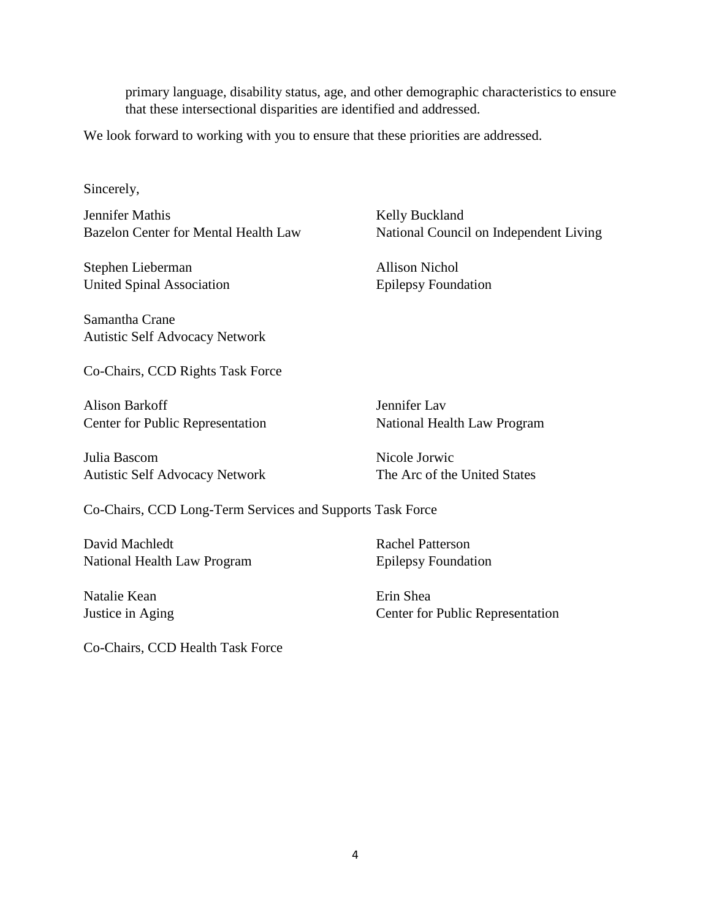primary language, disability status, age, and other demographic characteristics to ensure that these intersectional disparities are identified and addressed.

We look forward to working with you to ensure that these priorities are addressed.

Sincerely,

Jennifer Mathis
Bazelon Center for Mental Health Law

Kelly Buckland
National Council on Independent Living

Stephen Lieberman
United Spinal Association

Allison Nichol
Epilepsy Foundation

Samantha Crane
Autistic Self Advocacy Network

Co-Chairs, CCD Rights Task Force

Alison Barkoff
Center for Public Representation

Jennifer Lav
National Health Law Program

Julia Bascom
Autistic Self Advocacy Network

Nicole Jorwic
The Arc of the United States

Co-Chairs, CCD Long-Term Services and Supports Task Force

David Machledt
National Health Law Program

Rachel Patterson
Epilepsy Foundation

Natalie Kean
Justice in Aging

Erin Shea
Center for Public Representation

Co-Chairs, CCD Health Task Force